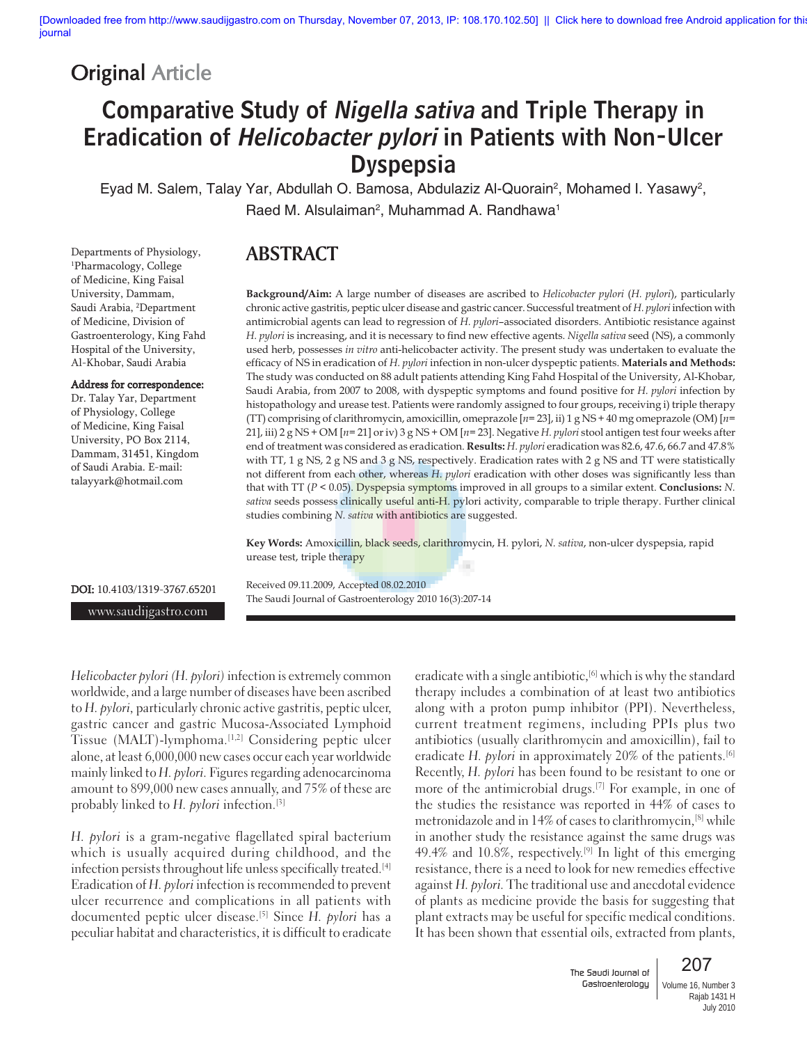Original Article

# Comparative Study of *Nigella sativa* and Triple Therapy in Eradication of *Helicobacter pylori* in Patients with Non-Ulcer Dyspepsia

Eyad M. Salem, Talay Yar, Abdullah O. Bamosa, Abdulaziz Al-Quorain[2], Mohamed I. Yasawy[2], Raed M. Alsulaiman[2], Muhammad A. Randhawa[1]

Departments of Physiology, [1]Pharmacology, College of Medicine, King Faisal University, Dammam, Saudi Arabia, [2]Department of Medicine, Division of Gastroenterology, King Fahd Hospital of the University, Al-Khobar, Saudi Arabia

**Address for correspondence:**
Dr. Talay Yar, Department of Physiology, College of Medicine, King Faisal University, PO Box 2114, Dammam, 31451, Kingdom of Saudi Arabia. E-mail: talayyark@hotmail.com

**DOI:** 10.4103/1319-3767.65201

## ABSTRACT

**Background/Aim:** A large number of diseases are ascribed to *Helicobacter pylori* (*H. pylori*), particularly chronic active gastritis, peptic ulcer disease and gastric cancer. Successful treatment of *H. pylori* infection with antimicrobial agents can lead to regression of *H. pylori*–associated disorders. Antibiotic resistance against *H. pylori* is increasing, and it is necessary to find new effective agents. *Nigella sativa* seed (NS), a commonly used herb, possesses *in vitro* anti-helicobacter activity. The present study was undertaken to evaluate the efficacy of NS in eradication of *H. pylori* infection in non-ulcer dyspeptic patients. **Materials and Methods:** The study was conducted on 88 adult patients attending King Fahd Hospital of the University, Al-Khobar, Saudi Arabia, from 2007 to 2008, with dyspeptic symptoms and found positive for *H. pylori* infection by histopathology and urease test. Patients were randomly assigned to four groups, receiving i) triple therapy (TT) comprising of clarithromycin, amoxicillin, omeprazole [*n*= 23], ii) 1 g NS + 40 mg omeprazole (OM) [*n*= 21], iii) 2 g NS + OM [*n*= 21] or iv) 3 g NS + OM [*n*= 23]. Negative *H. pylori* stool antigen test four weeks after end of treatment was considered as eradication. **Results:** *H. pylori* eradication was 82.6, 47.6, 66.7 and 47.8% with TT, 1 g NS, 2 g NS and 3 g NS, respectively. Eradication rates with 2 g NS and TT were statistically not different from each other, whereas *H. pylori* eradication with other doses was significantly less than that with TT ($P < 0.05$). Dyspepsia symptoms improved in all groups to a similar extent. **Conclusions:** *N. sativa* seeds possess clinically useful anti-H. pylori activity, comparable to triple therapy. Further clinical studies combining *N. sativa* with antibiotics are suggested.

**Key Words:** Amoxicillin, black seeds, clarithromycin, H. pylori, *N. sativa*, non-ulcer dyspepsia, rapid urease test, triple therapy

Received 09.11.2009, Accepted 08.02.2010

*Helicobacter pylori (H. pylori)* infection is extremely common worldwide, and a large number of diseases have been ascribed to *H. pylori*, particularly chronic active gastritis, peptic ulcer, gastric cancer and gastric Mucosa-Associated Lymphoid Tissue (MALT)-lymphoma.[1,2] Considering peptic ulcer alone, at least 6,000,000 new cases occur each year worldwide mainly linked to *H. pylori*. Figures regarding adenocarcinoma amount to 899,000 new cases annually, and 75% of these are probably linked to *H. pylori* infection.[3]

*H. pylori* is a gram-negative flagellated spiral bacterium which is usually acquired during childhood, and the infection persists throughout life unless specifically treated.[4] Eradication of *H. pylori* infection is recommended to prevent ulcer recurrence and complications in all patients with documented peptic ulcer disease.[5] Since *H. pylori* has a peculiar habitat and characteristics, it is difficult to eradicate with a single antibiotic,[6] which is why the standard therapy includes a combination of at least two antibiotics along with a proton pump inhibitor (PPI). Nevertheless, current treatment regimens, including PPIs plus two antibiotics (usually clarithromycin and amoxicillin), fail to eradicate *H. pylori* in approximately 20% of the patients.[6] Recently, *H. pylori* has been found to be resistant to one or more of the antimicrobial drugs.[7] For example, in one of the studies the resistance was reported in 44% of cases to metronidazole and in 14% of cases to clarithromycin,[8] while in another study the resistance against the same drugs was 49.4% and 10.8%, respectively.[9] In light of this emerging resistance, there is a need to look for new remedies effective against *H. pylori*. The traditional use and anecdotal evidence of plants as medicine provide the basis for suggesting that plant extracts may be useful for specific medical conditions. It has been shown that essential oils, extracted from plants,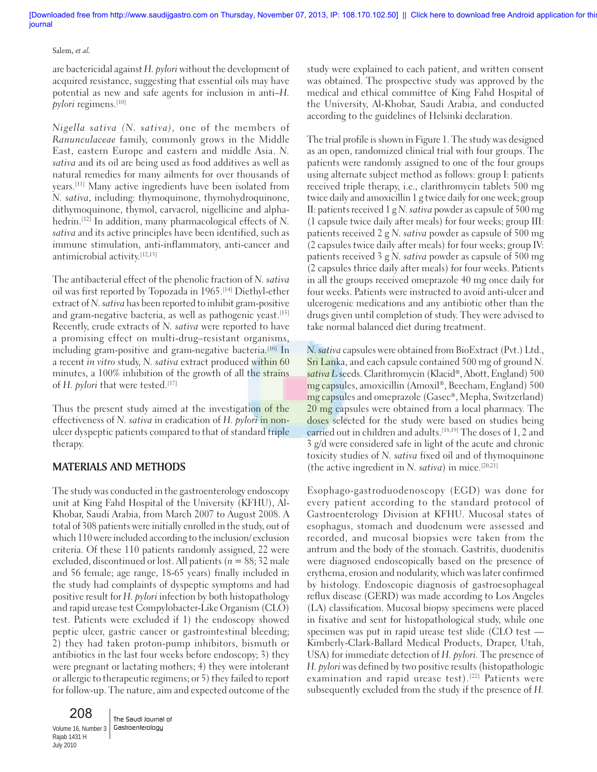are bactericidal against *H. pylori* without the development of acquired resistance, suggesting that essential oils may have potential as new and safe agents for inclusion in anti–*H. pylori* regimens.[10]

*Nigella sativa (N. sativa)*, one of the members of *Ranunculaceae* family, commonly grows in the Middle East, eastern Europe and eastern and middle Asia. *N. sativa* and its oil are being used as food additives as well as natural remedies for many ailments for over thousands of years.[11] Many active ingredients have been isolated from *N. sativa*, including: thymoquinone, thymohydroquinone, dithymoquinone, thymol, carvacrol, nigellicine and alpha-hedrin.[12] In addition, many pharmacological effects of *N. sativa* and its active principles have been identified, such as immune stimulation, anti-inflammatory, anti-cancer and antimicrobial activity.[12,13]

The antibacterial effect of the phenolic fraction of *N. sativa* oil was first reported by Topozada in 1965.[14] Diethyl-ether extract of *N. sativa* has been reported to inhibit gram-positive and gram-negative bacteria, as well as pathogenic yeast.[15] Recently, crude extracts of *N. sativa* were reported to have a promising effect on multi-drug–resistant organisms, including gram-positive and gram-negative bacteria.[16] In a recent *in vitro* study, *N. sativa* extract produced within 60 minutes, a 100% inhibition of the growth of all the strains of *H. pylori* that were tested.[17]

Thus the present study aimed at the investigation of the effectiveness of *N. sativa* in eradication of *H. pylori* in non-ulcer dyspeptic patients compared to that of standard triple therapy.

## MATERIALS AND METHODS

The study was conducted in the gastroenterology endoscopy unit at King Fahd Hospital of the University (KFHU), Al-Khobar, Saudi Arabia, from March 2007 to August 2008. A total of 308 patients were initially enrolled in the study, out of which 110 were included according to the inclusion/exclusion criteria. Of these 110 patients randomly assigned, 22 were excluded, discontinued or lost. All patients ($n$ = 88; 32 male and 56 female; age range, 18-65 years) finally included in the study had complaints of dyspeptic symptoms and had positive result for *H. pylori* infection by both histopathology and rapid urease test Compylobacter-Like Organism (CLO) test. Patients were excluded if 1) the endoscopy showed peptic ulcer, gastric cancer or gastrointestinal bleeding; 2) they had taken proton-pump inhibitors, bismuth or antibiotics in the last four weeks before endoscopy; 3) they were pregnant or lactating mothers; 4) they were intolerant or allergic to therapeutic regimens; or 5) they failed to report for follow-up. The nature, aim and expected outcome of the study were explained to each patient, and written consent was obtained. The prospective study was approved by the medical and ethical committee of King Fahd Hospital of the University, Al-Khobar, Saudi Arabia, and conducted according to the guidelines of Helsinki declaration.

The trial profile is shown in Figure 1. The study was designed as an open, randomized clinical trial with four groups. The patients were randomly assigned to one of the four groups using alternate subject method as follows: group I: patients received triple therapy, i.e., clarithromycin tablets 500 mg twice daily and amoxicillin 1 g twice daily for one week; group II: patients received 1 g *N. sativa* powder as capsule of 500 mg (1 capsule twice daily after meals) for four weeks; group III: patients received 2 g *N. sativa* powder as capsule of 500 mg (2 capsules twice daily after meals) for four weeks; group IV: patients received 3 g *N. sativa* powder as capsule of 500 mg (2 capsules thrice daily after meals) for four weeks. Patients in all the groups received omeprazole 40 mg once daily for four weeks. Patients were instructed to avoid anti-ulcer and ulcerogenic medications and any antibiotic other than the drugs given until completion of study. They were advised to take normal balanced diet during treatment.

*N. sativa* capsules were obtained from BioExtract (Pvt.) Ltd., Sri Lanka, and each capsule contained 500 mg of ground *N. sativa L* seeds. Clarithromycin (Klacid®, Abott, England) 500 mg capsules, amoxicillin (Amoxil®, Beecham, England) 500 mg capsules and omeprazole (Gasec®, Mepha, Switzerland) 20 mg capsules were obtained from a local pharmacy. The doses selected for the study were based on studies being carried out in children and adults.[18,19] The doses of 1, 2 and 3 g/d were considered safe in light of the acute and chronic toxicity studies of *N. sativa* fixed oil and of thymoquinone (the active ingredient in *N. sativa*) in mice.[20,21]

Esophago-gastroduodenoscopy (EGD) was done for every patient according to the standard protocol of Gastroenterology Division at KFHU. Mucosal states of esophagus, stomach and duodenum were assessed and recorded, and mucosal biopsies were taken from the antrum and the body of the stomach. Gastritis, duodenitis were diagnosed endoscopically based on the presence of erythema, erosion and nodularity, which was later confirmed by histology. Endoscopic diagnosis of gastroesophageal reflux disease (GERD) was made according to Los Angeles (LA) classification. Mucosal biopsy specimens were placed in fixative and sent for histopathological study, while one specimen was put in rapid urease test slide (CLO test — Kimberly-Clark-Ballard Medical Products, Draper, Utah, USA) for immediate detection of *H. pylori*. The presence of *H. pylori* was defined by two positive results (histopathologic examination and rapid urease test).[22] Patients were subsequently excluded from the study if the presence of *H.*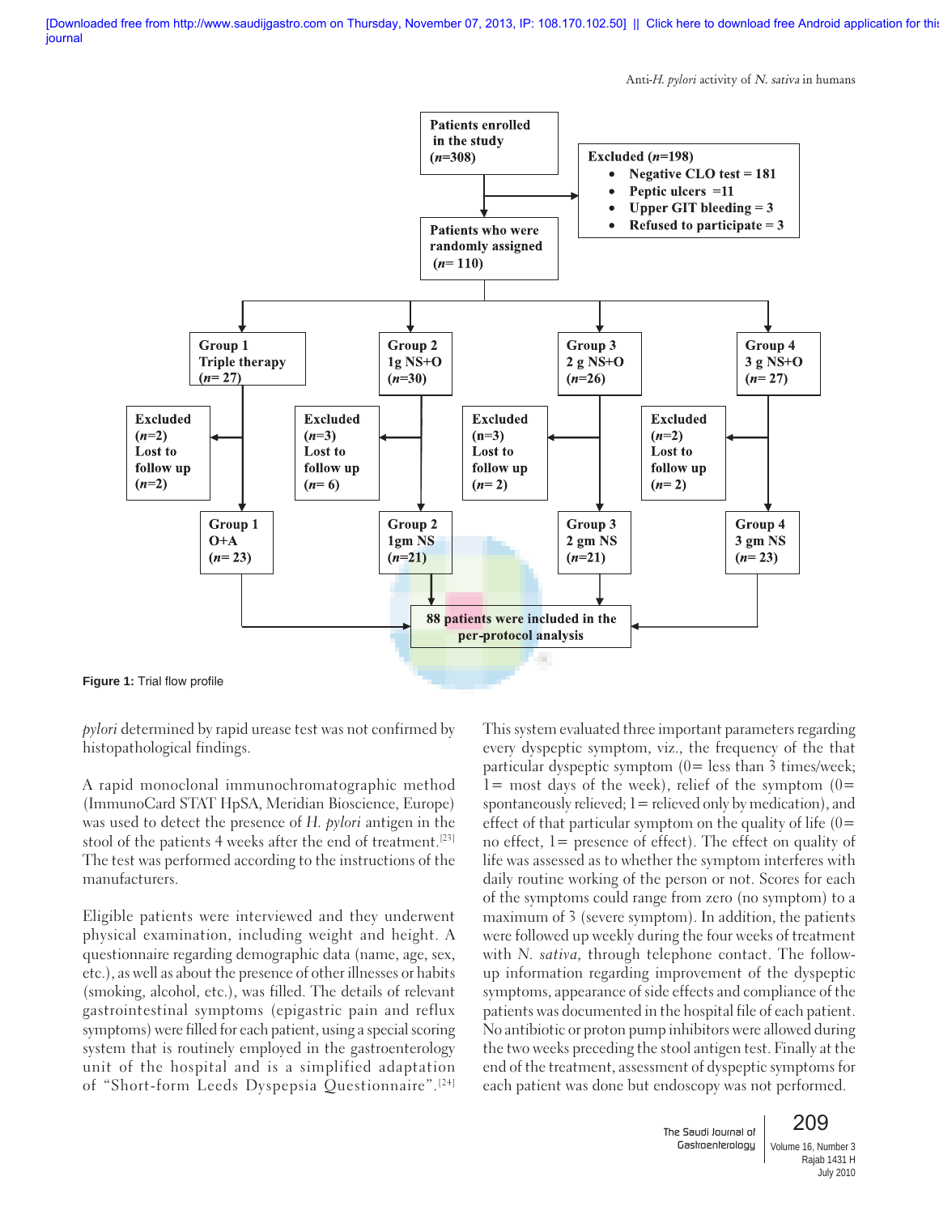Patients enrolled in the study (*n*=308)

Excluded (*n*=198)
- Negative CLO test = 181
- Peptic ulcers =11
- Upper GIT bleeding = 3
- Refused to participate = 3

Patients who were randomly assigned (*n*= 110)

| Group 1 Triple therapy (*n*= 27) | Group 2 1g NS+O (*n*=30) | Group 3 2 g NS+O (*n*=26) | Group 4 3 g NS+O (*n*= 27) |
|---|---|---|---|
| Excluded (*n*=2) Lost to follow up (*n*=2) | Excluded (*n*=3) Lost to follow up (*n*= 6) | Excluded (n=3) Lost to follow up (*n*= 2) | Excluded (*n*=2) Lost to follow up (*n*= 2) |
| Group 1 O+A (*n*= 23) | Group 2 1gm NS (*n*=21) | Group 3 2 gm NS (*n*=21) | Group 4 3 gm NS (*n*= 23) |

88 patients were included in the per-protocol analysis

**Figure 1:** Trial flow profile

*pylori* determined by rapid urease test was not confirmed by histopathological findings.

A rapid monoclonal immunochromatographic method (ImmunoCard STAT HpSA, Meridian Bioscience, Europe) was used to detect the presence of *H. pylori* antigen in the stool of the patients 4 weeks after the end of treatment.[23] The test was performed according to the instructions of the manufacturers.

Eligible patients were interviewed and they underwent physical examination, including weight and height. A questionnaire regarding demographic data (name, age, sex, etc.), as well as about the presence of other illnesses or habits (smoking, alcohol, etc.), was filled. The details of relevant gastrointestinal symptoms (epigastric pain and reflux symptoms) were filled for each patient, using a special scoring system that is routinely employed in the gastroenterology unit of the hospital and is a simplified adaptation of "Short-form Leeds Dyspepsia Questionnaire".[24] This system evaluated three important parameters regarding every dyspeptic symptom, viz., the frequency of the that particular dyspeptic symptom (0= less than 3 times/week; 1= most days of the week), relief of the symptom (0= spontaneously relieved; 1= relieved only by medication), and effect of that particular symptom on the quality of life (0= no effect, 1= presence of effect). The effect on quality of life was assessed as to whether the symptom interferes with daily routine working of the person or not. Scores for each of the symptoms could range from zero (no symptom) to a maximum of 3 (severe symptom). In addition, the patients were followed up weekly during the four weeks of treatment with *N. sativa*, through telephone contact. The follow-up information regarding improvement of the dyspeptic symptoms, appearance of side effects and compliance of the patients was documented in the hospital file of each patient. No antibiotic or proton pump inhibitors were allowed during the two weeks preceding the stool antigen test. Finally at the end of the treatment, assessment of dyspeptic symptoms for each patient was done but endoscopy was not performed.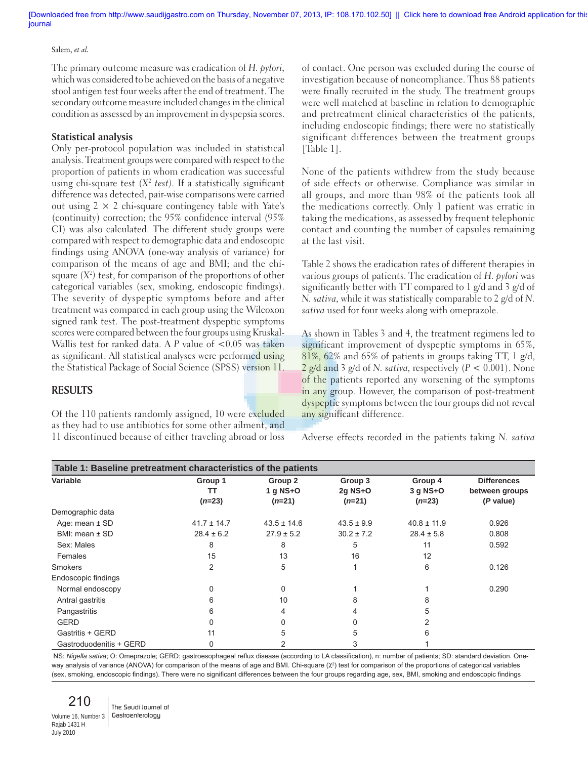The primary outcome measure was eradication of *H. pylori*, which was considered to be achieved on the basis of a negative stool antigen test four weeks after the end of treatment. The secondary outcome measure included changes in the clinical condition as assessed by an improvement in dyspepsia scores.

### Statistical analysis

Only per-protocol population was included in statistical analysis. Treatment groups were compared with respect to the proportion of patients in whom eradication was successful using chi-square test ($X^2$ *test*). If a statistically significant difference was detected, pair-wise comparisons were carried out using $2 \times 2$ chi-square contingency table with Yate's (continuity) correction; the 95% confidence interval (95% CI) was also calculated. The different study groups were compared with respect to demographic data and endoscopic findings using ANOVA (one-way analysis of variance) for comparison of the means of age and BMI; and the chi-square ($X^2$) test, for comparison of the proportions of other categorical variables (sex, smoking, endoscopic findings). The severity of dyspeptic symptoms before and after treatment was compared in each group using the Wilcoxon signed rank test. The post-treatment dyspeptic symptoms scores were compared between the four groups using Kruskal-Wallis test for ranked data. A $P$ value of $<0.05$ was taken as significant. All statistical analyses were performed using the Statistical Package of Social Science (SPSS) version 11.

## RESULTS

Of the 110 patients randomly assigned, 10 were excluded as they had to use antibiotics for some other ailment, and 11 discontinued because of either traveling abroad or loss of contact. One person was excluded during the course of investigation because of noncompliance. Thus 88 patients were finally recruited in the study. The treatment groups were well matched at baseline in relation to demographic and pretreatment clinical characteristics of the patients, including endoscopic findings; there were no statistically significant differences between the treatment groups [Table 1].

None of the patients withdrew from the study because of side effects or otherwise. Compliance was similar in all groups, and more than 98% of the patients took all the medications correctly. Only 1 patient was erratic in taking the medications, as assessed by frequent telephonic contact and counting the number of capsules remaining at the last visit.

Table 2 shows the eradication rates of different therapies in various groups of patients. The eradication of *H. pylori* was significantly better with TT compared to 1 g/d and 3 g/d of *N. sativa*, while it was statistically comparable to 2 g/d of *N. sativa* used for four weeks along with omeprazole.

As shown in Tables 3 and 4, the treatment regimens led to significant improvement of dyspeptic symptoms in 65%, 81%, 62% and 65% of patients in groups taking TT, 1 g/d, 2 g/d and 3 g/d of *N. sativa*, respectively ($P < 0.001$). None of the patients reported any worsening of the symptoms in any group. However, the comparison of post-treatment dyspeptic symptoms between the four groups did not reveal any significant difference.

Adverse effects recorded in the patients taking *N. sativa*

**Table 1: Baseline pretreatment characteristics of the patients**

| Variable | Group 1 TT (*n*=23) | Group 2 1 g NS+O (*n*=21) | Group 3 2g NS+O (*n*=21) | Group 4 3 g NS+O (*n*=23) | Differences between groups (*P* value) |
|---|---|---|---|---|---|
| Demographic data | | | | | |
| Age: mean ± SD | 41.7 ± 14.7 | 43.5 ± 14.6 | 43.5 ± 9.9 | 40.8 ± 11.9 | 0.926 |
| BMI: mean ± SD | 28.4 ± 6.2 | 27.9 ± 5.2 | 30.2 ± 7.2 | 28.4 ± 5.8 | 0.808 |
| Sex: Males | 8 | 8 | 5 | 11 | 0.592 |
| Females | 15 | 13 | 16 | 12 | |
| Smokers | 2 | 5 | 1 | 6 | 0.126 |
| Endoscopic findings | | | | | |
| Normal endoscopy | 0 | 0 | 1 | 1 | 0.290 |
| Antral gastritis | 6 | 10 | 8 | 8 | |
| Pangastritis | 6 | 4 | 4 | 5 | |
| GERD | 0 | 0 | 0 | 2 | |
| Gastritis + GERD | 11 | 5 | 5 | 6 | |
| Gastroduodenitis + GERD | 0 | 2 | 3 | 1 | |

NS: *Nigella sativa*; O: Omeprazole; GERD: gastroesophageal reflux disease (according to LA classification), n: number of patients; SD: standard deviation. One-way analysis of variance (ANOVA) for comparison of the means of age and BMI. Chi-square ($\chi^2$) test for comparison of the proportions of categorical variables (sex, smoking, endoscopic findings). There were no significant differences between the four groups regarding age, sex, BMI, smoking and endoscopic findings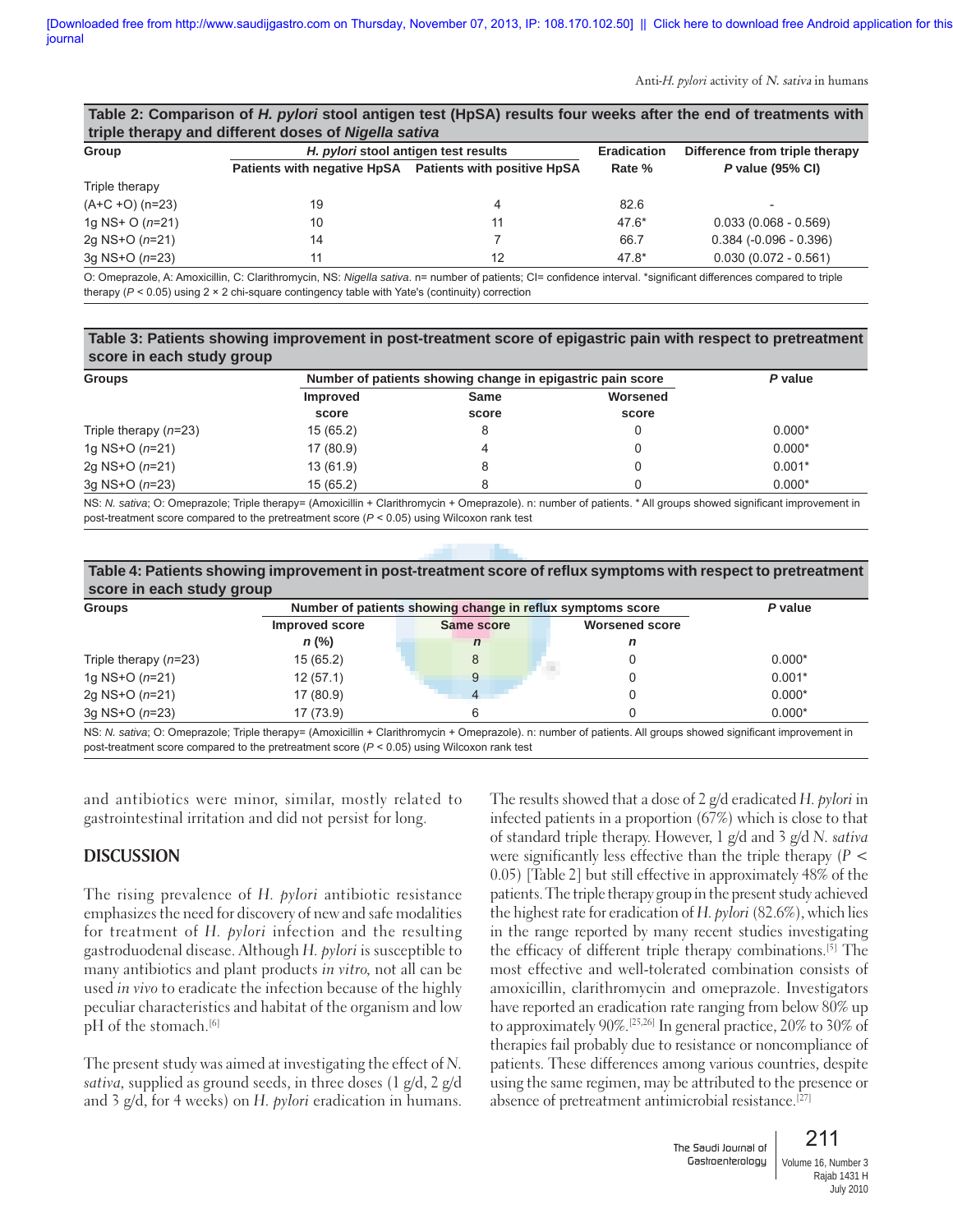**Table 2: Comparison of *H. pylori* stool antigen test (HpSA) results four weeks after the end of treatments with triple therapy and different doses of *Nigella sativa***

| Group | *H. pylori* stool antigen test results | | Eradication | Difference from triple therapy |
|---|---|---|---|---|
| | Patients with negative HpSA | Patients with positive HpSA | Rate % | *P* value (95% CI) |
| Triple therapy (A+C +O) (n=23) | 19 | 4 | 82.6 | - |
| 1g NS+ O (*n*=21) | 10 | 11 | 47.6* | 0.033 (0.068 - 0.569) |
| 2g NS+O (*n*=21) | 14 | 7 | 66.7 | 0.384 (-0.096 - 0.396) |
| 3g NS+O (*n*=23) | 11 | 12 | 47.8* | 0.030 (0.072 - 0.561) |

O: Omeprazole, A: Amoxicillin, C: Clarithromycin, NS: *Nigella sativa*. n= number of patients; CI= confidence interval. *significant differences compared to triple therapy ($P < 0.05$) using 2 × 2 chi-square contingency table with Yate's (continuity) correction

**Table 3: Patients showing improvement in post-treatment score of epigastric pain with respect to pretreatment score in each study group**

| Groups | Number of patients showing change in epigastric pain score | | | *P* value |
|---|---|---|---|---|
| | Improved score | Same score | Worsened score | |
| Triple therapy (*n*=23) | 15 (65.2) | 8 | 0 | 0.000* |
| 1g NS+O (*n*=21) | 17 (80.9) | 4 | 0 | 0.000* |
| 2g NS+O (*n*=21) | 13 (61.9) | 8 | 0 | 0.001* |
| 3g NS+O (*n*=23) | 15 (65.2) | 8 | 0 | 0.000* |

NS: *N. sativa*; O: Omeprazole; Triple therapy= (Amoxicillin + Clarithromycin + Omeprazole). n: number of patients. * All groups showed significant improvement in post-treatment score compared to the pretreatment score ($P < 0.05$) using Wilcoxon rank test

**Table 4: Patients showing improvement in post-treatment score of reflux symptoms with respect to pretreatment score in each study group**

| Groups | Number of patients showing change in reflux symptoms score | | | *P* value |
|---|---|---|---|---|
| | Improved score *n* (%) | Same score *n* | Worsened score *n* | |
| Triple therapy (*n*=23) | 15 (65.2) | 8 | 0 | 0.000* |
| 1g NS+O (*n*=21) | 12 (57.1) | 9 | 0 | 0.001* |
| 2g NS+O (*n*=21) | 17 (80.9) | 4 | 0 | 0.000* |
| 3g NS+O (*n*=23) | 17 (73.9) | 6 | 0 | 0.000* |

NS: *N. sativa*; O: Omeprazole; Triple therapy= (Amoxicillin + Clarithromycin + Omeprazole). n: number of patients. All groups showed significant improvement in post-treatment score compared to the pretreatment score ($P < 0.05$) using Wilcoxon rank test

and antibiotics were minor, similar, mostly related to gastrointestinal irritation and did not persist for long.

## DISCUSSION

The rising prevalence of *H. pylori* antibiotic resistance emphasizes the need for discovery of new and safe modalities for treatment of *H. pylori* infection and the resulting gastroduodenal disease. Although *H. pylori* is susceptible to many antibiotics and plant products *in vitro*, not all can be used *in vivo* to eradicate the infection because of the highly peculiar characteristics and habitat of the organism and low pH of the stomach.[6]

The present study was aimed at investigating the effect of *N. sativa*, supplied as ground seeds, in three doses (1 g/d, 2 g/d and 3 g/d, for 4 weeks) on *H. pylori* eradication in humans. The results showed that a dose of 2 g/d eradicated *H. pylori* in infected patients in a proportion (67%) which is close to that of standard triple therapy. However, 1 g/d and 3 g/d *N. sativa* were significantly less effective than the triple therapy ($P < 0.05$) [Table 2] but still effective in approximately 48% of the patients. The triple therapy group in the present study achieved the highest rate for eradication of *H. pylori* (82.6%), which lies in the range reported by many recent studies investigating the efficacy of different triple therapy combinations.[5] The most effective and well-tolerated combination consists of amoxicillin, clarithromycin and omeprazole. Investigators have reported an eradication rate ranging from below 80% up to approximately 90%.[25,26] In general practice, 20% to 30% of therapies fail probably due to resistance or noncompliance of patients. These differences among various countries, despite using the same regimen, may be attributed to the presence or absence of pretreatment antimicrobial resistance.[27]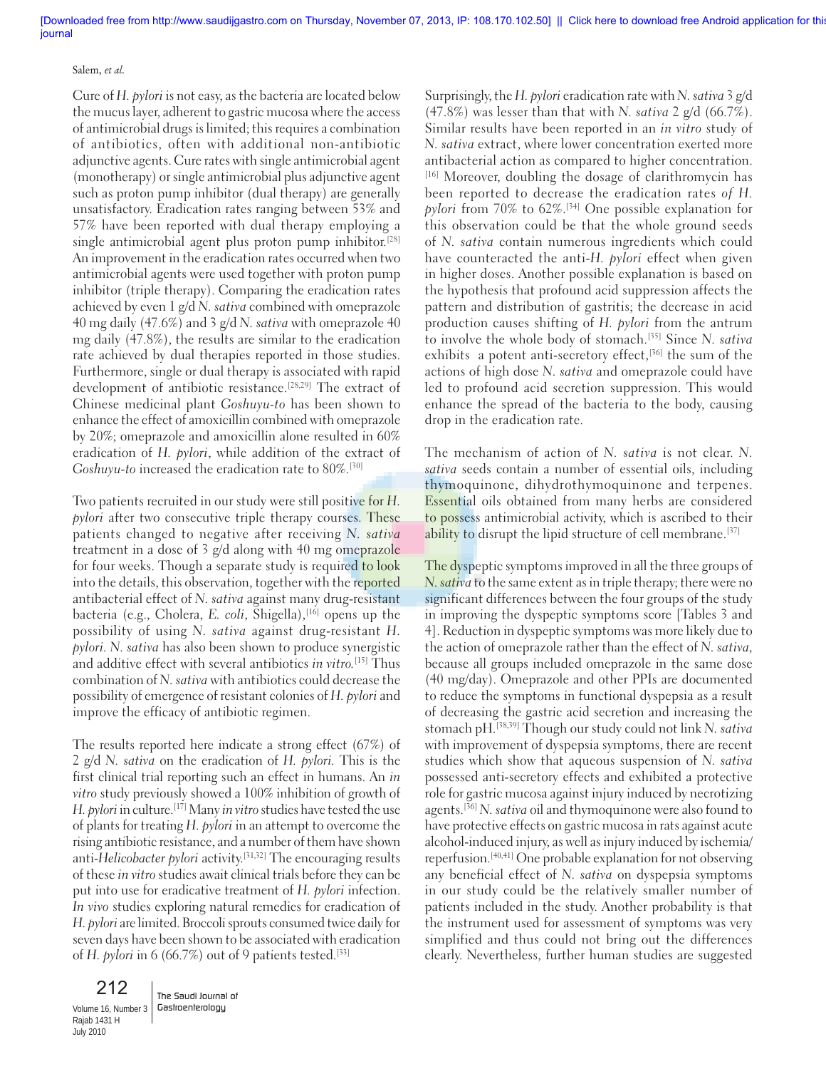Cure of *H. pylori* is not easy, as the bacteria are located below the mucus layer, adherent to gastric mucosa where the access of antimicrobial drugs is limited; this requires a combination of antibiotics, often with additional non-antibiotic adjunctive agents. Cure rates with single antimicrobial agent (monotherapy) or single antimicrobial plus adjunctive agent such as proton pump inhibitor (dual therapy) are generally unsatisfactory. Eradication rates ranging between 53% and 57% have been reported with dual therapy employing a single antimicrobial agent plus proton pump inhibitor.[28] An improvement in the eradication rates occurred when two antimicrobial agents were used together with proton pump inhibitor (triple therapy). Comparing the eradication rates achieved by even 1 g/d *N. sativa* combined with omeprazole 40 mg daily (47.6%) and 3 g/d *N. sativa* with omeprazole 40 mg daily (47.8%), the results are similar to the eradication rate achieved by dual therapies reported in those studies. Furthermore, single or dual therapy is associated with rapid development of antibiotic resistance.[28,29] The extract of Chinese medicinal plant *Goshuyu-to* has been shown to enhance the effect of amoxicillin combined with omeprazole by 20%; omeprazole and amoxicillin alone resulted in 60% eradication of *H. pylori*, while addition of the extract of *Goshuyu-to* increased the eradication rate to 80%.[30]

Two patients recruited in our study were still positive for *H. pylori* after two consecutive triple therapy courses. These patients changed to negative after receiving *N. sativa* treatment in a dose of 3 g/d along with 40 mg omeprazole for four weeks. Though a separate study is required to look into the details, this observation, together with the reported antibacterial effect of *N. sativa* against many drug-resistant bacteria (e.g., Cholera, *E. coli*, Shigella),[16] opens up the possibility of using *N. sativa* against drug-resistant *H. pylori*. *N. sativa* has also been shown to produce synergistic and additive effect with several antibiotics *in vitro*.[15] Thus combination of *N. sativa* with antibiotics could decrease the possibility of emergence of resistant colonies of *H. pylori* and improve the efficacy of antibiotic regimen.

The results reported here indicate a strong effect (67%) of 2 g/d *N. sativa* on the eradication of *H. pylori*. This is the first clinical trial reporting such an effect in humans. An *in vitro* study previously showed a 100% inhibition of growth of *H. pylori* in culture.[17] Many *in vitro* studies have tested the use of plants for treating *H. pylori* in an attempt to overcome the rising antibiotic resistance, and a number of them have shown anti-*Helicobacter pylori* activity.[31,32] The encouraging results of these *in vitro* studies await clinical trials before they can be put into use for eradicative treatment of *H. pylori* infection. *In vivo* studies exploring natural remedies for eradication of *H. pylori* are limited. Broccoli sprouts consumed twice daily for seven days have been shown to be associated with eradication of *H. pylori* in 6 (66.7%) out of 9 patients tested.[33]

Surprisingly, the *H. pylori* eradication rate with *N. sativa* 3 g/d (47.8%) was lesser than that with *N. sativa* 2 g/d (66.7%). Similar results have been reported in an *in vitro* study of *N. sativa* extract, where lower concentration exerted more antibacterial action as compared to higher concentration.[16] Moreover, doubling the dosage of clarithromycin has been reported to decrease the eradication rates of *H. pylori* from 70% to 62%.[34] One possible explanation for this observation could be that the whole ground seeds of *N. sativa* contain numerous ingredients which could have counteracted the anti-*H. pylori* effect when given in higher doses. Another possible explanation is based on the hypothesis that profound acid suppression affects the pattern and distribution of gastritis; the decrease in acid production causes shifting of *H. pylori* from the antrum to involve the whole body of stomach.[35] Since *N. sativa* exhibits a potent anti-secretory effect,[36] the sum of the actions of high dose *N. sativa* and omeprazole could have led to profound acid secretion suppression. This would enhance the spread of the bacteria to the body, causing drop in the eradication rate.

The mechanism of action of *N. sativa* is not clear. *N. sativa* seeds contain a number of essential oils, including thymoquinone, dihydrothymoquinone and terpenes. Essential oils obtained from many herbs are considered to possess antimicrobial activity, which is ascribed to their ability to disrupt the lipid structure of cell membrane.[37]

The dyspeptic symptoms improved in all the three groups of *N. sativa* to the same extent as in triple therapy; there were no significant differences between the four groups of the study in improving the dyspeptic symptoms score [Tables 3 and 4]. Reduction in dyspeptic symptoms was more likely due to the action of omeprazole rather than the effect of *N. sativa*, because all groups included omeprazole in the same dose (40 mg/day). Omeprazole and other PPIs are documented to reduce the symptoms in functional dyspepsia as a result of decreasing the gastric acid secretion and increasing the stomach pH.[38,39] Though our study could not link *N. sativa* with improvement of dyspepsia symptoms, there are recent studies which show that aqueous suspension of *N. sativa* possessed anti-secretory effects and exhibited a protective role for gastric mucosa against injury induced by necrotizing agents.[36] *N. sativa* oil and thymoquinone were also found to have protective effects on gastric mucosa in rats against acute alcohol-induced injury, as well as injury induced by ischemia/reperfusion.[40,41] One probable explanation for not observing any beneficial effect of *N. sativa* on dyspepsia symptoms in our study could be the relatively smaller number of patients included in the study. Another probability is that the instrument used for assessment of symptoms was very simplified and thus could not bring out the differences clearly. Nevertheless, further human studies are suggested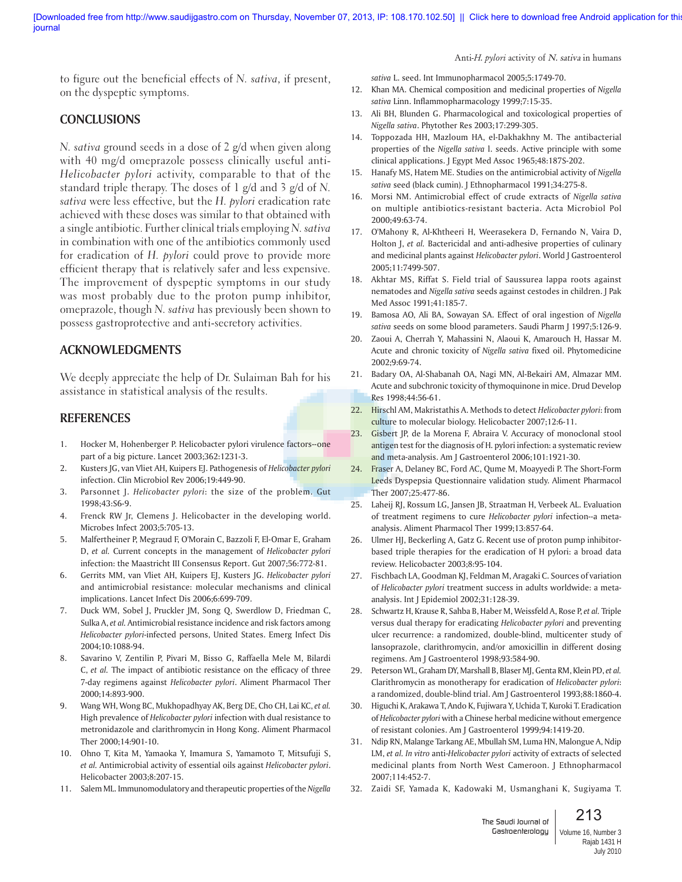to figure out the beneficial effects of *N. sativa*, if present, on the dyspeptic symptoms.

## CONCLUSIONS

*N. sativa* ground seeds in a dose of 2 g/d when given along with 40 mg/d omeprazole possess clinically useful anti-*Helicobacter pylori* activity, comparable to that of the standard triple therapy. The doses of 1 g/d and 3 g/d of *N. sativa* were less effective, but the *H. pylori* eradication rate achieved with these doses was similar to that obtained with a single antibiotic. Further clinical trials employing *N. sativa* in combination with one of the antibiotics commonly used for eradication of *H. pylori* could prove to provide more efficient therapy that is relatively safer and less expensive. The improvement of dyspeptic symptoms in our study was most probably due to the proton pump inhibitor, omeprazole, though *N. sativa* has previously been shown to possess gastroprotective and anti-secretory activities.

## ACKNOWLEDGMENTS

We deeply appreciate the help of Dr. Sulaiman Bah for his assistance in statistical analysis of the results.

## REFERENCES

1. Hocker M, Hohenberger P. Helicobacter pylori virulence factors--one part of a big picture. Lancet 2003;362:1231-3.
2. Kusters JG, van Vliet AH, Kuipers EJ. Pathogenesis of *Helicobacter pylori* infection. Clin Microbiol Rev 2006;19:449-90.
3. Parsonnet J. *Helicobacter pylori*: the size of the problem. Gut 1998;43:S6-9.
4. Frenck RW Jr, Clemens J. Helicobacter in the developing world. Microbes Infect 2003;5:705-13.
5. Malfertheiner P, Megraud F, O'Morain C, Bazzoli F, El-Omar E, Graham D, *et al.* Current concepts in the management of *Helicobacter pylori* infection: the Maastricht III Consensus Report. Gut 2007;56:772-81.
6. Gerrits MM, van Vliet AH, Kuipers EJ, Kusters JG. *Helicobacter pylori* and antimicrobial resistance: molecular mechanisms and clinical implications. Lancet Infect Dis 2006;6:699-709.
7. Duck WM, Sobel J, Pruckler JM, Song Q, Swerdlow D, Friedman C, Sulka A, *et al.* Antimicrobial resistance incidence and risk factors among *Helicobacter pylori*-infected persons, United States. Emerg Infect Dis 2004;10:1088-94.
8. Savarino V, Zentilin P, Pivari M, Bisso G, Raffaella Mele M, Bilardi C, *et al.* The impact of antibiotic resistance on the efficacy of three 7-day regimens against *Helicobacter pylori*. Aliment Pharmacol Ther 2000;14:893-900.
9. Wang WH, Wong BC, Mukhopadhyay AK, Berg DE, Cho CH, Lai KC, *et al.* High prevalence of *Helicobacter pylori* infection with dual resistance to metronidazole and clarithromycin in Hong Kong. Aliment Pharmacol Ther 2000;14:901-10.
10. Ohno T, Kita M, Yamaoka Y, Imamura S, Yamamoto T, Mitsufuji S, *et al.* Antimicrobial activity of essential oils against *Helicobacter pylori*. Helicobacter 2003;8:207-15.
11. Salem ML. Immunomodulatory and therapeutic properties of the *Nigella sativa* L. seed. Int Immunopharmacol 2005;5:1749-70.
12. Khan MA. Chemical composition and medicinal properties of *Nigella sativa* Linn. Inflammopharmacology 1999;7:15-35.
13. Ali BH, Blunden G. Pharmacological and toxicological properties of *Nigella sativa*. Phytother Res 2003;17:299-305.
14. Toppozada HH, Mazloum HA, el-Dakhakhny M. The antibacterial properties of the *Nigella sativa* l. seeds. Active principle with some clinical applications. J Egypt Med Assoc 1965;48:187S-202.
15. Hanafy MS, Hatem ME. Studies on the antimicrobial activity of *Nigella sativa* seed (black cumin). J Ethnopharmacol 1991;34:275-8.
16. Morsi NM. Antimicrobial effect of crude extracts of *Nigella sativa* on multiple antibiotics-resistant bacteria. Acta Microbiol Pol 2000;49:63-74.
17. O'Mahony R, Al-Khtheeri H, Weerasekera D, Fernando N, Vaira D, Holton J, *et al.* Bactericidal and anti-adhesive properties of culinary and medicinal plants against *Helicobacter pylori*. World J Gastroenterol 2005;11:7499-507.
18. Akhtar MS, Riffat S. Field trial of Saussurea lappa roots against nematodes and *Nigella sativa* seeds against cestodes in children. J Pak Med Assoc 1991;41:185-7.
19. Bamosa AO, Ali BA, Sowayan SA. Effect of oral ingestion of *Nigella sativa* seeds on some blood parameters. Saudi Pharm J 1997;5:126-9.
20. Zaoui A, Cherrah Y, Mahassini N, Alaoui K, Amarouch H, Hassar M. Acute and chronic toxicity of *Nigella sativa* fixed oil. Phytomedicine 2002;9:69-74.
21. Badary OA, Al-Shabanah OA, Nagi MN, Al-Bekairi AM, Almazar MM. Acute and subchronic toxicity of thymoquinone in mice. Drud Develop Res 1998;44:56-61.
22. Hirschl AM, Makristathis A. Methods to detect *Helicobacter pylori*: from culture to molecular biology. Helicobacter 2007;12:6-11.
23. Gisbert JP, de la Morena F, Abraira V. Accuracy of monoclonal stool antigen test for the diagnosis of H. pylori infection: a systematic review and meta-analysis. Am J Gastroenterol 2006;101:1921-30.
24. Fraser A, Delaney BC, Ford AC, Qume M, Moayyedi P. The Short-Form Leeds Dyspepsia Questionnaire validation study. Aliment Pharmacol Ther 2007;25:477-86.
25. Laheij RJ, Rossum LG, Jansen JB, Straatman H, Verbeek AL. Evaluation of treatment regimens to cure *Helicobacter pylori* infection--a meta-analysis. Aliment Pharmacol Ther 1999;13:857-64.
26. Ulmer HJ, Beckerling A, Gatz G. Recent use of proton pump inhibitor-based triple therapies for the eradication of H pylori: a broad data review. Helicobacter 2003;8:95-104.
27. Fischbach LA, Goodman KJ, Feldman M, Aragaki C. Sources of variation of *Helicobacter pylori* treatment success in adults worldwide: a meta-analysis. Int J Epidemiol 2002;31:128-39.
28. Schwartz H, Krause R, Sahba B, Haber M, Weissfeld A, Rose P, *et al.* Triple versus dual therapy for eradicating *Helicobacter pylori* and preventing ulcer recurrence: a randomized, double-blind, multicenter study of lansoprazole, clarithromycin, and/or amoxicillin in different dosing regimens. Am J Gastroenterol 1998;93:584-90.
29. Peterson WL, Graham DY, Marshall B, Blaser MJ, Genta RM, Klein PD, *et al.* Clarithromycin as monotherapy for eradication of *Helicobacter pylori*: a randomized, double-blind trial. Am J Gastroenterol 1993;88:1860-4.
30. Higuchi K, Arakawa T, Ando K, Fujiwara Y, Uchida T, Kuroki T. Eradication of *Helicobacter pylori* with a Chinese herbal medicine without emergence of resistant colonies. Am J Gastroenterol 1999;94:1419-20.
31. Ndip RN, Malange Tarkang AE, Mbullah SM, Luma HN, Malongue A, Ndip LM, *et al.* *In vitro* anti-*Helicobacter pylori* activity of extracts of selected medicinal plants from North West Cameroon. J Ethnopharmacol 2007;114:452-7.
32. Zaidi SF, Yamada K, Kadowaki M, Usmanghani K, Sugiyama T.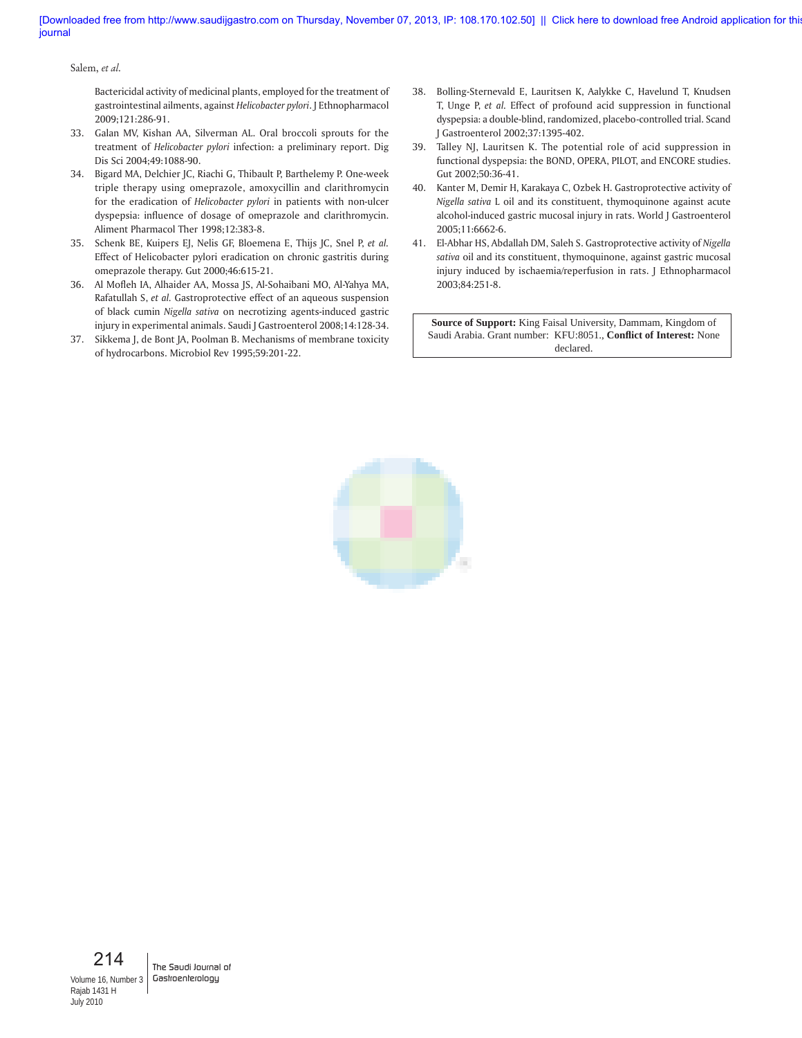Bactericidal activity of medicinal plants, employed for the treatment of gastrointestinal ailments, against *Helicobacter pylori*. J Ethnopharmacol 2009;121:286-91.

33. Galan MV, Kishan AA, Silverman AL. Oral broccoli sprouts for the treatment of *Helicobacter pylori* infection: a preliminary report. Dig Dis Sci 2004;49:1088-90.
34. Bigard MA, Delchier JC, Riachi G, Thibault P, Barthelemy P. One-week triple therapy using omeprazole, amoxycillin and clarithromycin for the eradication of *Helicobacter pylori* in patients with non-ulcer dyspepsia: influence of dosage of omeprazole and clarithromycin. Aliment Pharmacol Ther 1998;12:383-8.
35. Schenk BE, Kuipers EJ, Nelis GF, Bloemena E, Thijs JC, Snel P, *et al.* Effect of Helicobacter pylori eradication on chronic gastritis during omeprazole therapy. Gut 2000;46:615-21.
36. Al Mofleh IA, Alhaider AA, Mossa JS, Al-Sohaibani MO, Al-Yahya MA, Rafatullah S, *et al.* Gastroprotective effect of an aqueous suspension of black cumin *Nigella sativa* on necrotizing agents-induced gastric injury in experimental animals. Saudi J Gastroenterol 2008;14:128-34.
37. Sikkema J, de Bont JA, Poolman B. Mechanisms of membrane toxicity of hydrocarbons. Microbiol Rev 1995;59:201-22.
38. Bolling-Sternevald E, Lauritsen K, Aalykke C, Havelund T, Knudsen T, Unge P, *et al.* Effect of profound acid suppression in functional dyspepsia: a double-blind, randomized, placebo-controlled trial. Scand J Gastroenterol 2002;37:1395-402.
39. Talley NJ, Lauritsen K. The potential role of acid suppression in functional dyspepsia: the BOND, OPERA, PILOT, and ENCORE studies. Gut 2002;50:36-41.
40. Kanter M, Demir H, Karakaya C, Ozbek H. Gastroprotective activity of *Nigella sativa* L oil and its constituent, thymoquinone against acute alcohol-induced gastric mucosal injury in rats. World J Gastroenterol 2005;11:6662-6.
41. El-Abhar HS, Abdallah DM, Saleh S. Gastroprotective activity of *Nigella sativa* oil and its constituent, thymoquinone, against gastric mucosal injury induced by ischaemia/reperfusion in rats. J Ethnopharmacol 2003;84:251-8.

**Source of Support:** King Faisal University, Dammam, Kingdom of Saudi Arabia. Grant number: KFU:8051., **Conflict of Interest:** None declared.